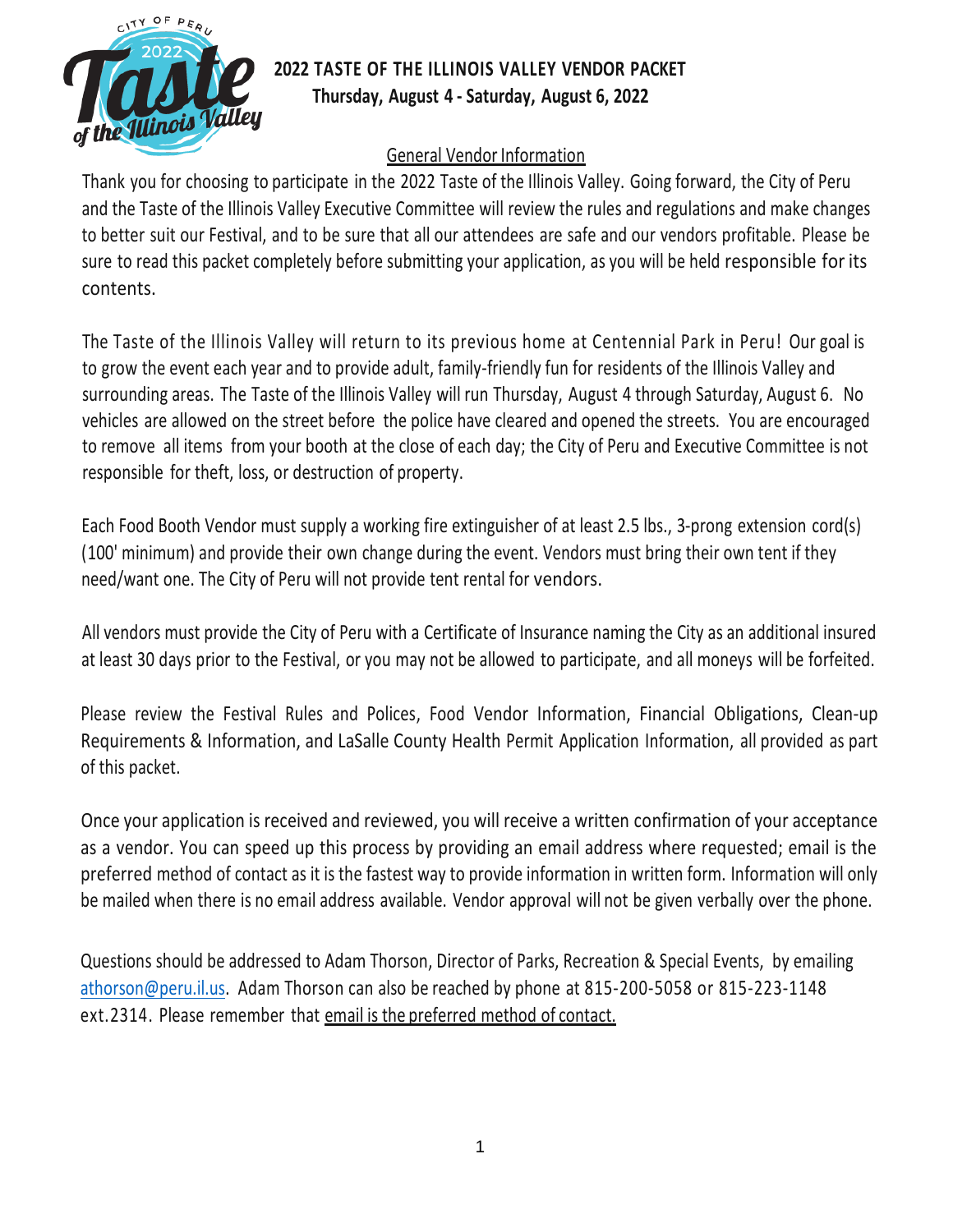# 2022 TASTE OF THE ILLINOIS VALLEY VENDOR PACKET

**Thursday, August 4 - Saturday, August 6, 2022**

## General Vendor Information

Thank you for choosing to participate in the 2022 Taste of the Illinois Valley. Going forward, the City of Peru and the Taste of the Illinois Valley Executive Committee will review the rules and regulations and make changes to better suit our Festival, and to be sure that all our attendees are safe and our vendors profitable. Please be sure to read this packet completely before submitting your application, as you will be held responsible for its contents.

The Taste of the Illinois Valley will return to its previous home at Centennial Park in Peru! Our goal is to grow the event each year and to provide adult, family-friendly fun for residents of the Illinois Valley and surrounding areas. The Taste of the Illinois Valley will run Thursday, August 4 through Saturday, August 6. No vehicles are allowed on the street before the police have cleared and opened the streets. You are encouraged to remove all items from your booth at the close of each day; the City of Peru and Executive Committee is not responsible for theft, loss, or destruction of property.

Each Food Booth Vendor must supply a working fire extinguisher of at least 2.5 lbs., 3-prong extension cord(s) (100' minimum) and provide their own change during the event. Vendors must bring their own tent if they need/want one. The City of Peru will not provide tent rental for vendors.

All vendors must provide the City of Peru with a Certificate of Insurance naming the City as an additional insured at least 30 days prior to the Festival, or you may not be allowed to participate, and all moneys will be forfeited.

Please review the Festival Rules and Polices, Food Vendor Information, Financial Obligations, Clean-up Requirements & Information, and LaSalle County Health Permit Application Information, all provided as part of this packet.

Once your application is received and reviewed, you will receive a written confirmation of your acceptance as a vendor. You can speed up this process by providing an email address where requested; email is the preferred method of contact as it is the fastest way to provide information in written form. Information will only be mailed when there is no email address available. Vendor approval will not be given verbally over the phone.

Questions should be addressed to Adam Thorson, Director of Parks, Recreation & Special Events, by emailing athorson@peru.il.us. Adam Thorson can also be reached by phone at 815-200-5058 or 815-223-1148 ext.2314. Please remember that email is the preferred method of contact.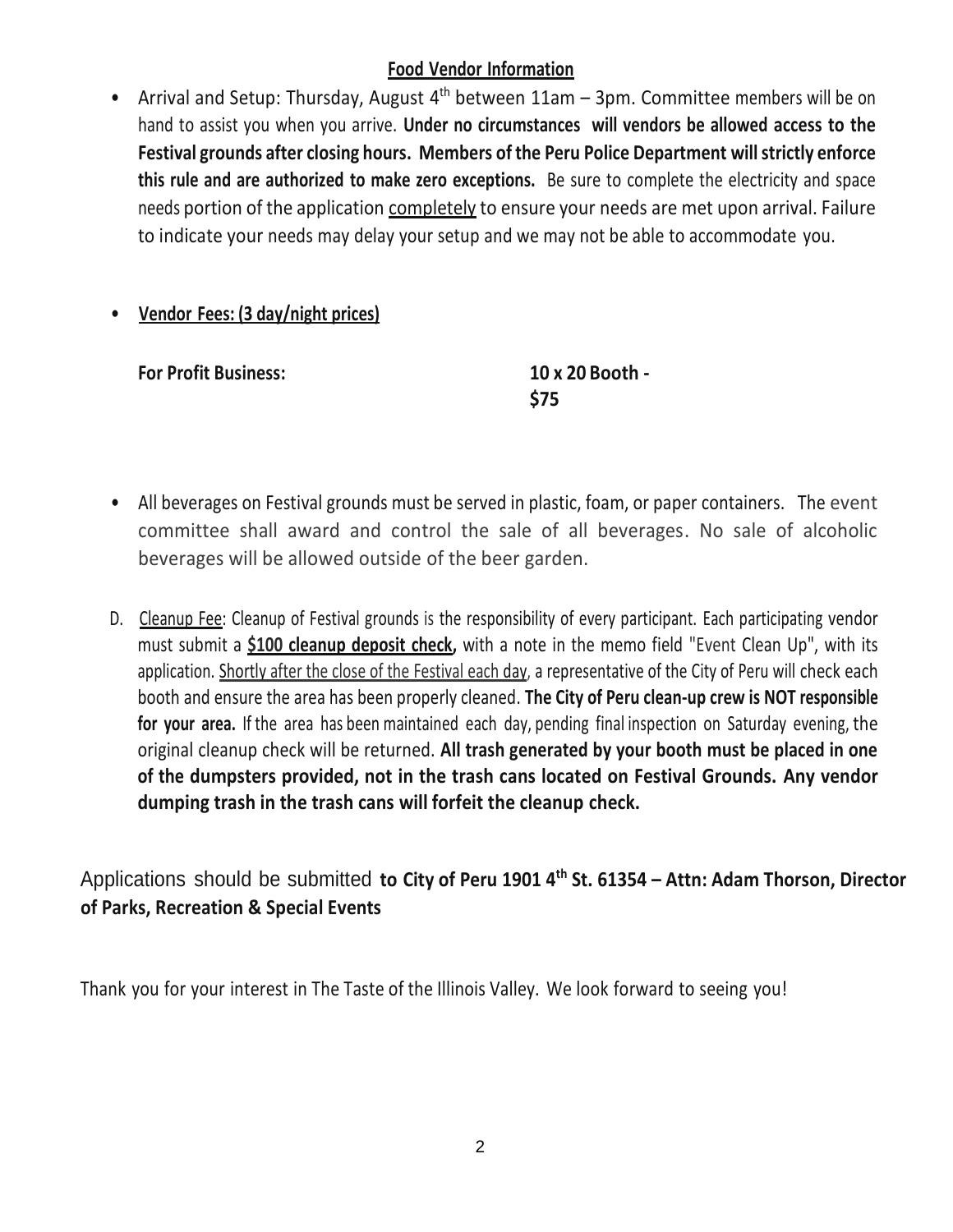**<u>Food Vendor Information</u>**

- Arrival and Setup: Thursday, August 4th between 11am – 3pm. Committee members will be on hand to assist you when you arrive. **Under no circumstances will vendors be allowed access to the Festival grounds after closing hours. Members of the Peru Police Department will strictly enforce this rule and are authorized to make zero exceptions.** Be sure to complete the electricity and space needs portion of the application <u>completely</u> to ensure your needs are met upon arrival. Failure to indicate your needs may delay your setup and we may not be able to accommodate you.

- **<u>Vendor Fees: (3 day/night prices)</u>**

| **For Profit Business:** | **10 x 20 Booth - $75** |
|---|---|

- All beverages on Festival grounds must be served in plastic, foam, or paper containers. The event committee shall award and control the sale of all beverages. No sale of alcoholic beverages will be allowed outside of the beer garden.

D. <u>Cleanup Fee</u>: Cleanup of Festival grounds is the responsibility of every participant. Each participating vendor must submit a **<u>$100 cleanup deposit check</u>,** with a note in the memo field "Event Clean Up", with its application. <u>Shortly after the close of the Festival each day</u>, a representative of the City of Peru will check each booth and ensure the area has been properly cleaned. **The City of Peru clean-up crew is NOT responsible for your area.** If the area has been maintained each day, pending final inspection on Saturday evening, the original cleanup check will be returned. **All trash generated by your booth must be placed in one of the dumpsters provided, not in the trash cans located on Festival Grounds. Any vendor dumping trash in the trash cans will forfeit the cleanup check.**

Applications should be submitted **to City of Peru 1901 4th St. 61354 – Attn: Adam Thorson, Director of Parks, Recreation & Special Events**

Thank you for your interest in The Taste of the Illinois Valley. We look forward to seeing you!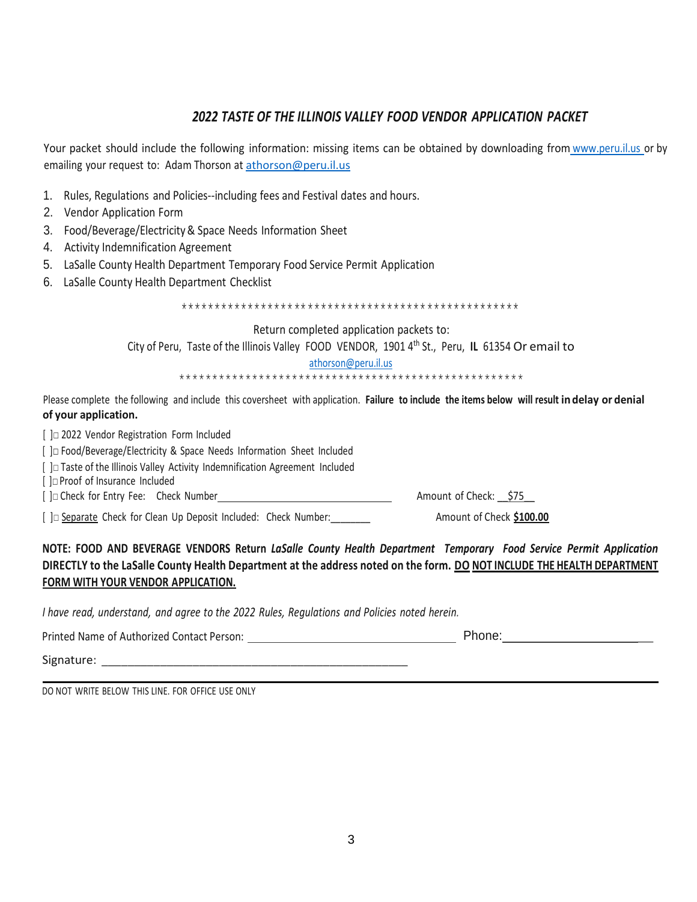## *2022 TASTE OF THE ILLINOIS VALLEY FOOD VENDOR APPLICATION PACKET*

Your packet should include the following information: missing items can be obtained by downloading from www.peru.il.us or by emailing your request to: Adam Thorson at athorson@peru.il.us

1. Rules, Regulations and Policies--including fees and Festival dates and hours.
2. Vendor Application Form
3. Food/Beverage/Electricity & Space Needs Information Sheet
4. Activity Indemnification Agreement
5. LaSalle County Health Department Temporary Food Service Permit Application
6. LaSalle County Health Department Checklist

\*\*\*\*\*\*\*\*\*\*\*\*\*\*\*\*\*\*\*\*\*\*\*\*\*\*\*\*\*\*\*\*\*\*\*\*\*\*\*\*\*\*\*\*\*\*\*\*\*\*\*\*

Return completed application packets to:

City of Peru, Taste of the Illinois Valley FOOD VENDOR, 1901 4th St., Peru, **IL** 61354 Or email to

athorson@peru.il.us

\*\*\*\*\*\*\*\*\*\*\*\*\*\*\*\*\*\*\*\*\*\*\*\*\*\*\*\*\*\*\*\*\*\*\*\*\*\*\*\*\*\*\*\*\*\*\*\*\*\*\*\*\*

Please complete the following and include this coversheet with application. **Failure to include the items below will result in delay or denial of your application.**

[ ]□ 2022 Vendor Registration Form Included

[ ]□ Food/Beverage/Electricity & Space Needs Information Sheet Included

[ ]□ Taste of the Illinois Valley Activity Indemnification Agreement Included

[ ]□ Proof of Insurance Included

[ ]□ Check for Entry Fee: Check Number________________________ Amount of Check: __$75__

[ ]□ Separate Check for Clean Up Deposit Included: Check Number:_______ Amount of Check **$100.00**

**NOTE: FOOD AND BEVERAGE VENDORS Return *LaSalle County Health Department Temporary Food Service Permit Application* DIRECTLY to the LaSalle County Health Department at the address noted on the form. DO NOT INCLUDE THE HEALTH DEPARTMENT FORM WITH YOUR VENDOR APPLICATION.**

*I have read, understand, and agree to the 2022 Rules, Regulations and Policies noted herein.*

Printed Name of Authorized Contact Person: ______________________________ Phone:______________________

Signature: ______________________________________________

DO NOT WRITE BELOW THIS LINE. FOR OFFICE USE ONLY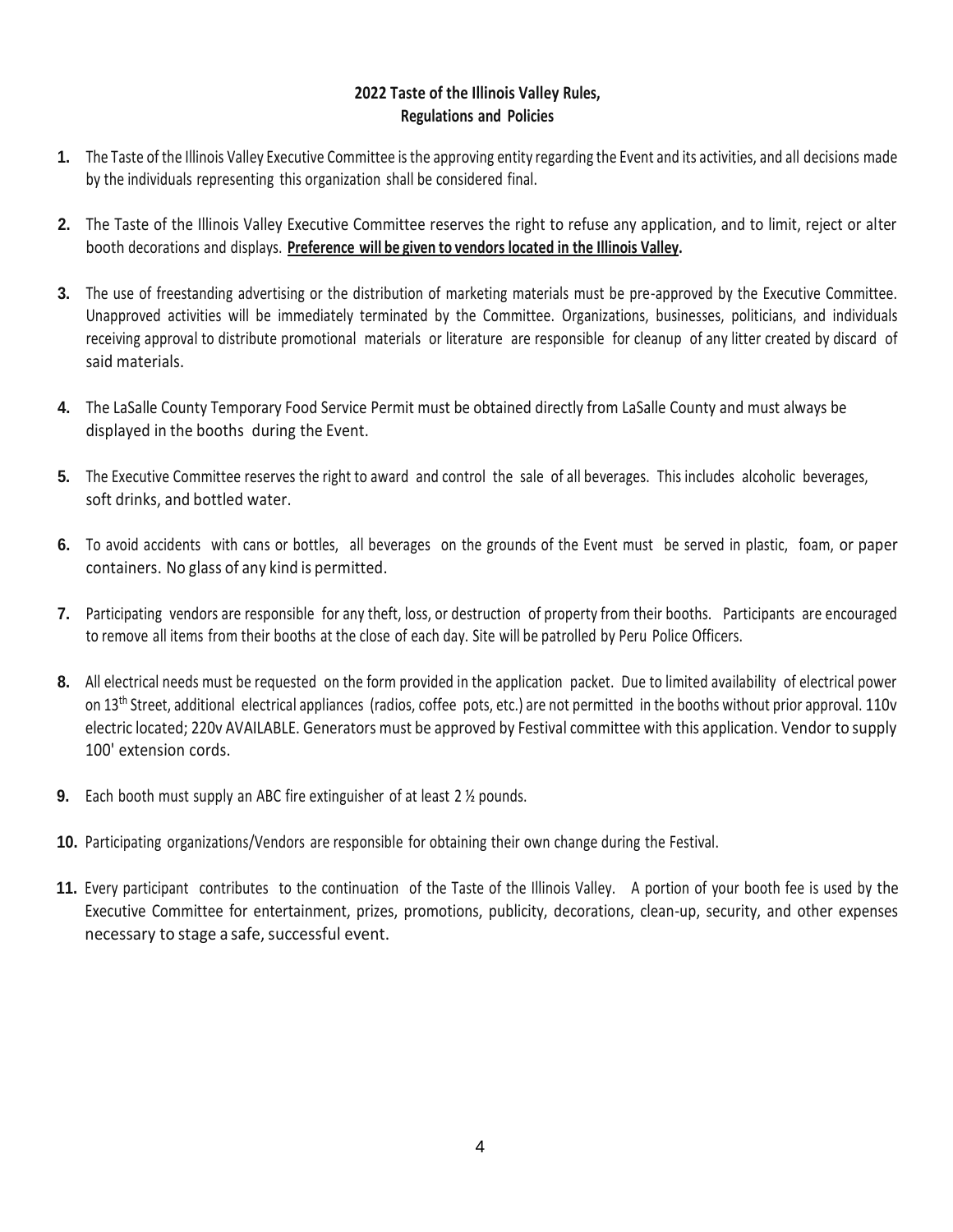# 2022 Taste of the Illinois Valley Rules, Regulations and Policies

1. The Taste of the Illinois Valley Executive Committee is the approving entity regarding the Event and its activities, and all decisions made by the individuals representing this organization shall be considered final.

2. The Taste of the Illinois Valley Executive Committee reserves the right to refuse any application, and to limit, reject or alter booth decorations and displays. **Preference will be given to vendors located in the Illinois Valley.**

3. The use of freestanding advertising or the distribution of marketing materials must be pre-approved by the Executive Committee. Unapproved activities will be immediately terminated by the Committee. Organizations, businesses, politicians, and individuals receiving approval to distribute promotional materials or literature are responsible for cleanup of any litter created by discard of said materials.

4. The LaSalle County Temporary Food Service Permit must be obtained directly from LaSalle County and must always be displayed in the booths during the Event.

5. The Executive Committee reserves the right to award and control the sale of all beverages. This includes alcoholic beverages, soft drinks, and bottled water.

6. To avoid accidents with cans or bottles, all beverages on the grounds of the Event must be served in plastic, foam, or paper containers. No glass of any kind is permitted.

7. Participating vendors are responsible for any theft, loss, or destruction of property from their booths. Participants are encouraged to remove all items from their booths at the close of each day. Site will be patrolled by Peru Police Officers.

8. All electrical needs must be requested on the form provided in the application packet. Due to limited availability of electrical power on 13th Street, additional electrical appliances (radios, coffee pots, etc.) are not permitted in the booths without prior approval. 110v electric located; 220v AVAILABLE. Generators must be approved by Festival committee with this application. Vendor to supply 100' extension cords.

9. Each booth must supply an ABC fire extinguisher of at least 2 ½ pounds.

10. Participating organizations/Vendors are responsible for obtaining their own change during the Festival.

11. Every participant contributes to the continuation of the Taste of the Illinois Valley. A portion of your booth fee is used by the Executive Committee for entertainment, prizes, promotions, publicity, decorations, clean-up, security, and other expenses necessary to stage a safe, successful event.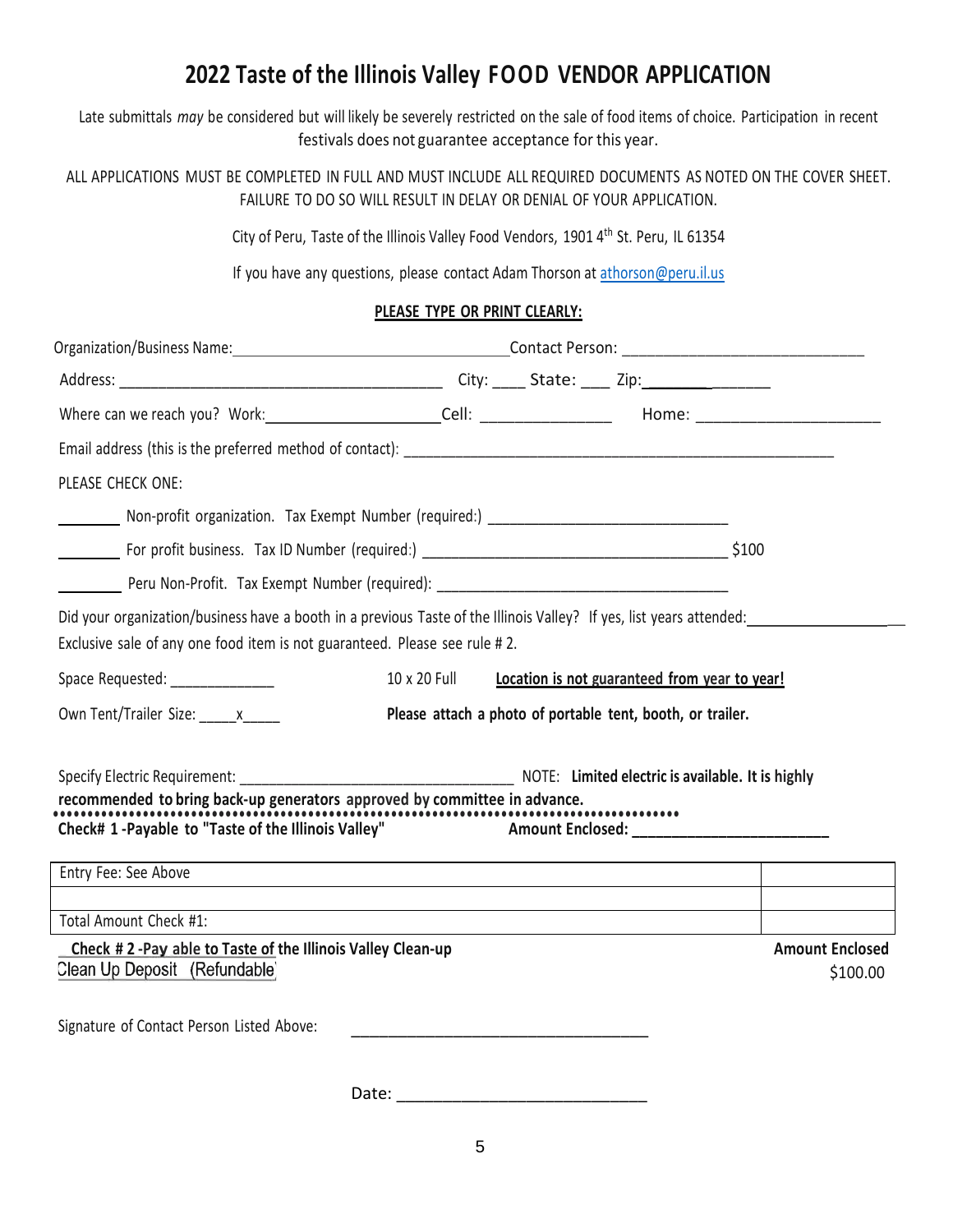# 2022 Taste of the Illinois Valley FOOD VENDOR APPLICATION

Late submittals *may* be considered but will likely be severely restricted on the sale of food items of choice. Participation in recent festivals does not guarantee acceptance for this year.

ALL APPLICATIONS MUST BE COMPLETED IN FULL AND MUST INCLUDE ALL REQUIRED DOCUMENTS AS NOTED ON THE COVER SHEET. FAILURE TO DO SO WILL RESULT IN DELAY OR DENIAL OF YOUR APPLICATION.

City of Peru, Taste of the Illinois Valley Food Vendors, 1901 4th St. Peru, IL 61354

If you have any questions, please contact Adam Thorson at athorson@peru.il.us

**PLEASE TYPE OR PRINT CLEARLY:**

Organization/Business Name: ________________________________ Contact Person: ____________________________

Address: ____________________________________ City: ____ State: ___ Zip: ______________

Where can we reach you? Work: ____________________ Cell: _______________ Home: _____________________

Email address (this is the preferred method of contact): ____________________________________________________

PLEASE CHECK ONE:

________ Non-profit organization. Tax Exempt Number (required:) ____________________________

________ For profit business. Tax ID Number (required:) ____________________________________ $100

________ Peru Non-Profit. Tax Exempt Number (required): ___________________________________

Did your organization/business have a booth in a previous Taste of the Illinois Valley? If yes, list years attended: ____________________

Exclusive sale of any one food item is not guaranteed. Please see rule # 2.

Space Requested: _____________ 10 x 20 Full **Location is not guaranteed from year to year!**

Own Tent/Trailer Size: _____x_____ **Please attach a photo of portable tent, booth, or trailer.**

Specify Electric Requirement: _________________________________ NOTE: **Limited electric is available. It is highly recommended to bring back-up generators approved by committee in advance.**

**Check# 1 -Payable to "Taste of the Illinois Valley"** **Amount Enclosed: _______________________**

| Entry Fee: See Above | |
|---|---|
| | |
| Total Amount Check #1: | |

**Check # 2 -Pay able to Taste of the Illinois Valley Clean-up** **Amount Enclosed**

Clean Up Deposit (Refundable) $100.00

Signature of Contact Person Listed Above: __________________________________

Date: ___________________________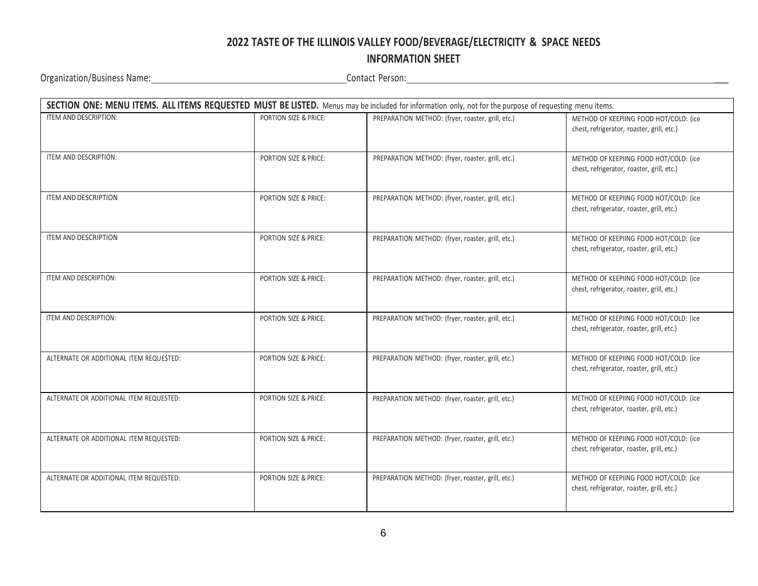# 2022 TASTE OF THE ILLINOIS VALLEY FOOD/BEVERAGE/ELECTRICITY & SPACE NEEDS

## INFORMATION SHEET

Organization/Business Name:_______________________ Contact Person:_______________________

| SECTION ONE: MENU ITEMS. ALL ITEMS REQUESTED MUST BE LISTED. Menus may be included for information only, not for the purpose of requesting menu items. | | | |
|---|---|---|---|
| ITEM AND DESCRIPTION: | PORTION SIZE & PRICE: | PREPARATION METHOD: (fryer, roaster, grill, etc.) | METHOD OF KEEPIING FOOD HOT/COLD: (ice chest, refrigerator, roaster, grill, etc.) |
| ITEM AND DESCRIPTION: | PORTION SIZE & PRICE: | PREPARATION METHOD: (fryer, roaster, grill, etc.) | METHOD OF KEEPIING FOOD HOT/COLD: (ice chest, refrigerator, roaster, grill, etc.) |
| ITEM AND DESCRIPTION | PORTION SIZE & PRICE: | PREPARATION METHOD: (fryer, roaster, grill, etc.) | METHOD OF KEEPIING FOOD HOT/COLD: (ice chest, refrigerator, roaster, grill, etc.) |
| ITEM AND DESCRIPTION | PORTION SIZE & PRICE: | PREPARATION METHOD: (fryer, roaster, grill, etc.) | METHOD OF KEEPIING FOOD HOT/COLD: (ice chest, refrigerator, roaster, grill, etc.) |
| ITEM AND DESCRIPTION: | PORTION SIZE & PRICE: | PREPARATION METHOD: (fryer, roaster, grill, etc.) | METHOD OF KEEPIING FOOD HOT/COLD: (ice chest, refrigerator, roaster, grill, etc.) |
| ITEM AND DESCRIPTION: | PORTION SIZE & PRICE: | PREPARATION METHOD: (fryer, roaster, grill, etc.) | METHOD OF KEEPIING FOOD HOT/COLD: (ice chest, refrigerator, roaster, grill, etc.) |
| ALTERNATE OR ADDITIONAL ITEM REQUESTED: | PORTION SIZE & PRICE: | PREPARATION METHOD: (fryer, roaster, grill, etc.) | METHOD OF KEEPIING FOOD HOT/COLD: (ice chest, refrigerator, roaster, grill, etc.) |
| ALTERNATE OR ADDITIONAL ITEM REQUESTED: | PORTION SIZE & PRICE: | PREPARATION METHOD: (fryer, roaster, grill, etc.) | METHOD OF KEEPIING FOOD HOT/COLD: (ice chest, refrigerator, roaster, grill, etc.) |
| ALTERNATE OR ADDITIONAL ITEM REQUESTED: | PORTION SIZE & PRICE: | PREPARATION METHOD: (fryer, roaster, grill, etc.) | METHOD OF KEEPIING FOOD HOT/COLD: (ice chest, refrigerator, roaster, grill, etc.) |
| ALTERNATE OR ADDITIONAL ITEM REQUESTED: | PORTION SIZE & PRICE: | PREPARATION METHOD: (fryer, roaster, grill, etc.) | METHOD OF KEEPIING FOOD HOT/COLD: (ice chest, refrigerator, roaster, grill, etc.) |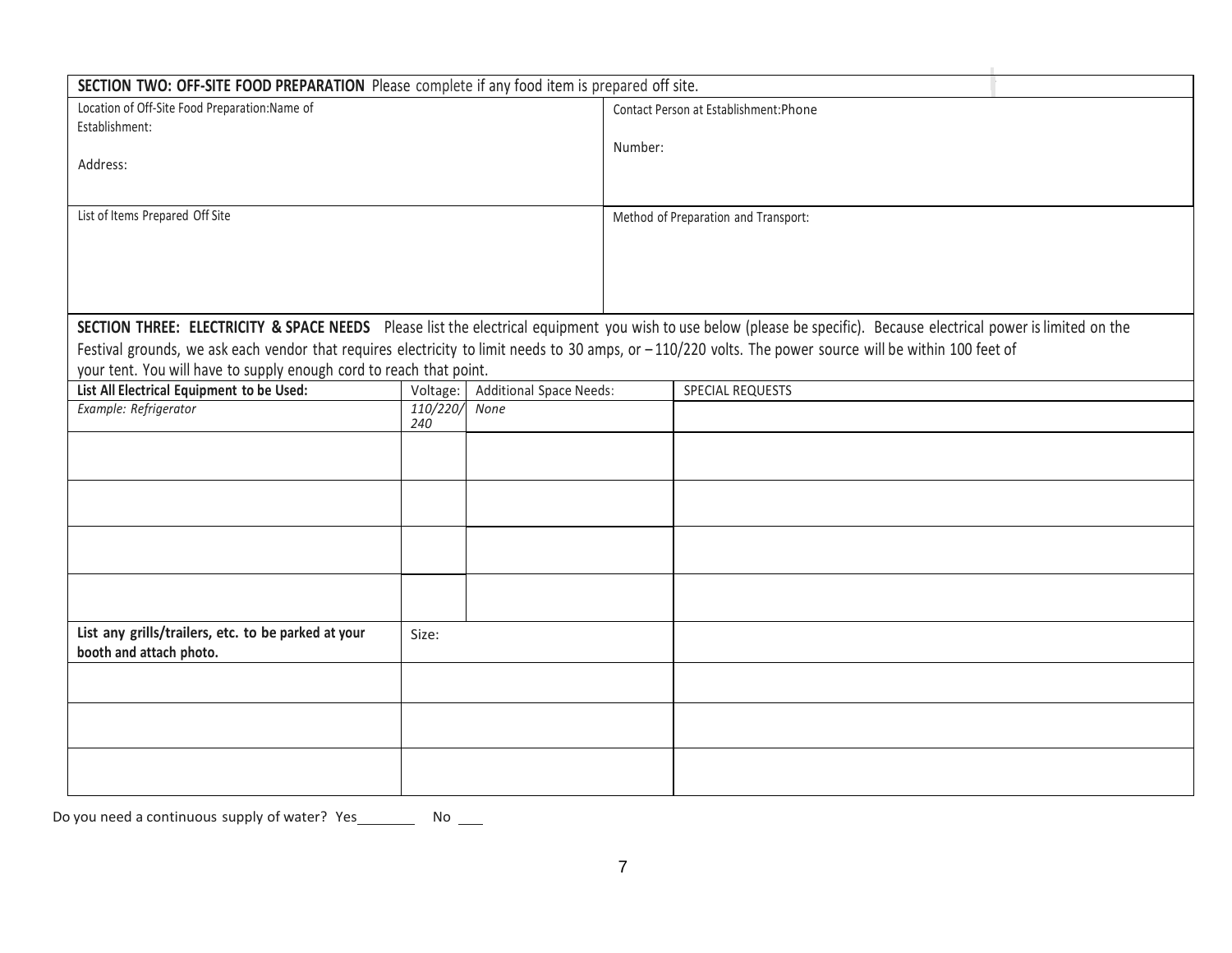**SECTION TWO: OFF-SITE FOOD PREPARATION** Please complete if any food item is prepared off site.

| Location of Off-Site Food Preparation:Name of Establishment:<br><br>Address: | Contact Person at Establishment:Phone<br><br>Number: |
|---|---|
| List of Items Prepared Off Site | Method of Preparation and Transport: |

**SECTION THREE: ELECTRICITY & SPACE NEEDS** Please list the electrical equipment you wish to use below (please be specific). Because electrical power is limited on the Festival grounds, we ask each vendor that requires electricity to limit needs to 30 amps, or – 110/220 volts. The power source will be within 100 feet of your tent. You will have to supply enough cord to reach that point.

| **List All Electrical Equipment to be Used:** | Voltage: | Additional Space Needs: | SPECIAL REQUESTS |
|---|---|---|---|
| *Example: Refrigerator* | *110/220/ 240* | *None* | |
| | | | |
| | | | |
| | | | |
| | | | |

| **List any grills/trailers, etc. to be parked at your booth and attach photo.** | Size: | |
|---|---|---|
| | | |
| | | |
| | | |

Do you need a continuous supply of water? Yes________ No ___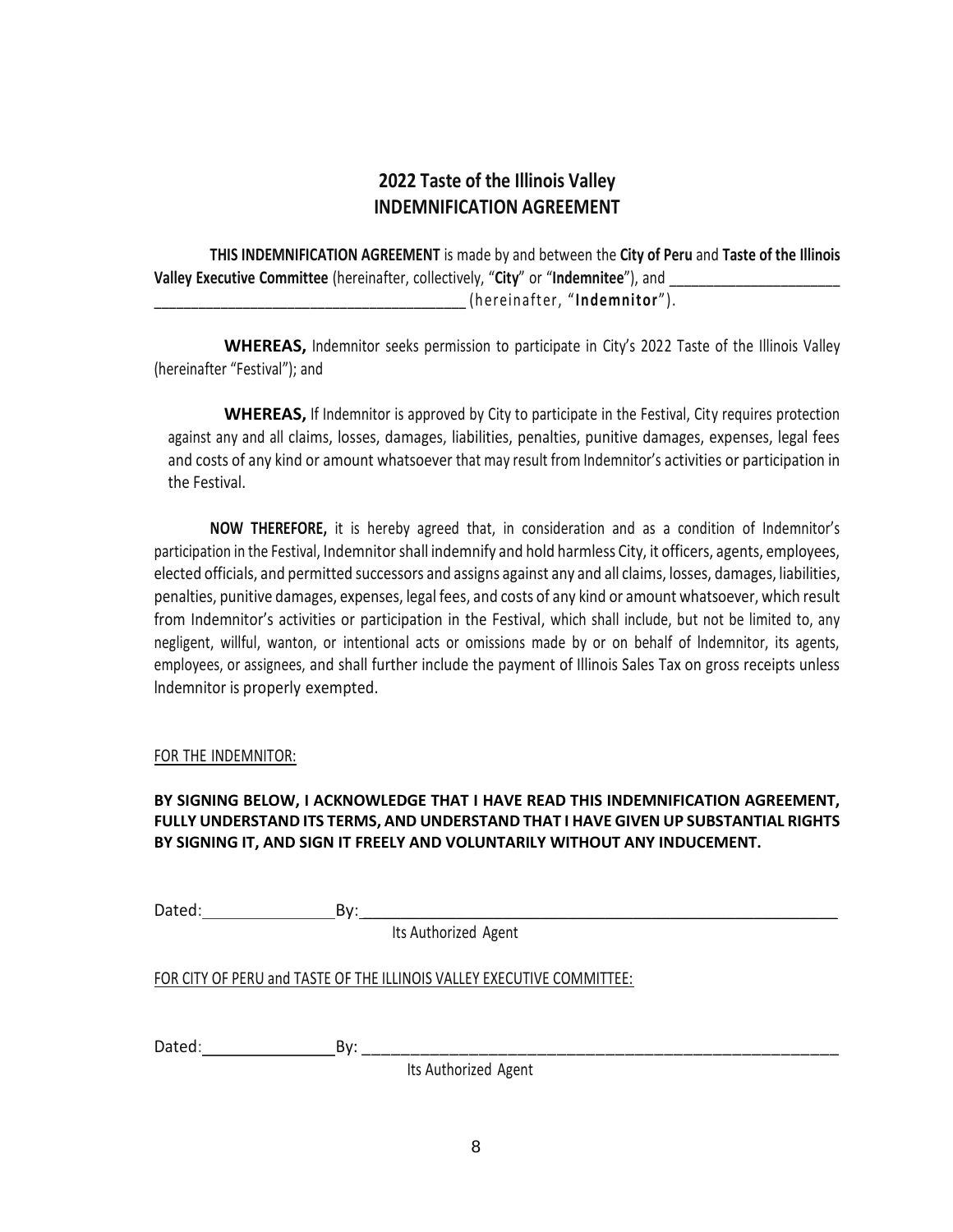# 2022 Taste of the Illinois Valley
# INDEMNIFICATION AGREEMENT

**THIS INDEMNIFICATION AGREEMENT** is made by and between the **City of Peru** and **Taste of the Illinois Valley Executive Committee** (hereinafter, collectively, "**City**" or "**Indemnitee**"), and ______________________ ______________________________________ (hereinafter, "**Indemnitor**").

**WHEREAS,** Indemnitor seeks permission to participate in City's 2022 Taste of the Illinois Valley (hereinafter "Festival"); and

**WHEREAS,** If Indemnitor is approved by City to participate in the Festival, City requires protection against any and all claims, losses, damages, liabilities, penalties, punitive damages, expenses, legal fees and costs of any kind or amount whatsoever that may result from Indemnitor's activities or participation in the Festival.

**NOW THEREFORE,** it is hereby agreed that, in consideration and as a condition of Indemnitor's participation in the Festival, Indemnitor shall indemnify and hold harmless City, it officers, agents, employees, elected officials, and permitted successors and assigns against any and all claims, losses, damages, liabilities, penalties, punitive damages, expenses, legal fees, and costs of any kind or amount whatsoever, which result from Indemnitor's activities or participation in the Festival, which shall include, but not be limited to, any negligent, willful, wanton, or intentional acts or omissions made by or on behalf of lndemnitor, its agents, employees, or assignees, and shall further include the payment of Illinois Sales Tax on gross receipts unless lndemnitor is properly exempted.

FOR THE INDEMNITOR:

**BY SIGNING BELOW, I ACKNOWLEDGE THAT I HAVE READ THIS INDEMNIFICATION AGREEMENT, FULLY UNDERSTAND ITS TERMS, AND UNDERSTAND THAT I HAVE GIVEN UP SUBSTANTIAL RIGHTS BY SIGNING IT, AND SIGN IT FREELY AND VOLUNTARILY WITHOUT ANY INDUCEMENT.**

Dated:_______________ By:_______________________________________________________

Its Authorized Agent

FOR CITY OF PERU and TASTE OF THE ILLINOIS VALLEY EXECUTIVE COMMITTEE:

Dated:_______________ By: _______________________________________________________

Its Authorized Agent